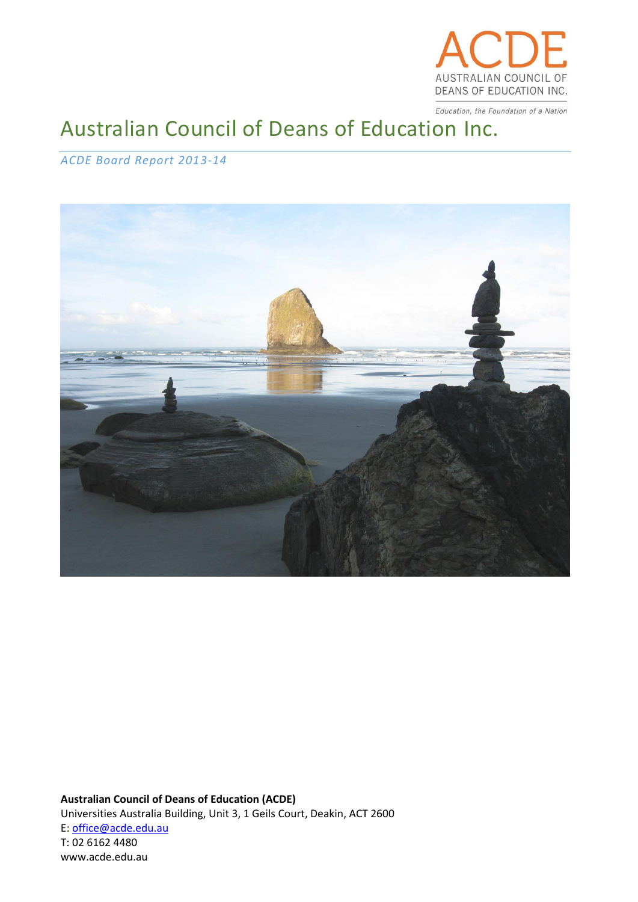ACDE

AUSTRALIAN COUNCIL OF DEANS OF EDUCATION INC.

*Education, the Foundation of a Nation*

# Australian Council of Deans of Education Inc.

*ACDE Board Report 2013-14*

**Australian Council of Deans of Education (ACDE)**
Universities Australia Building, Unit 3, 1 Geils Court, Deakin, ACT 2600
E: office@acde.edu.au
T: 02 6162 4480
www.acde.edu.au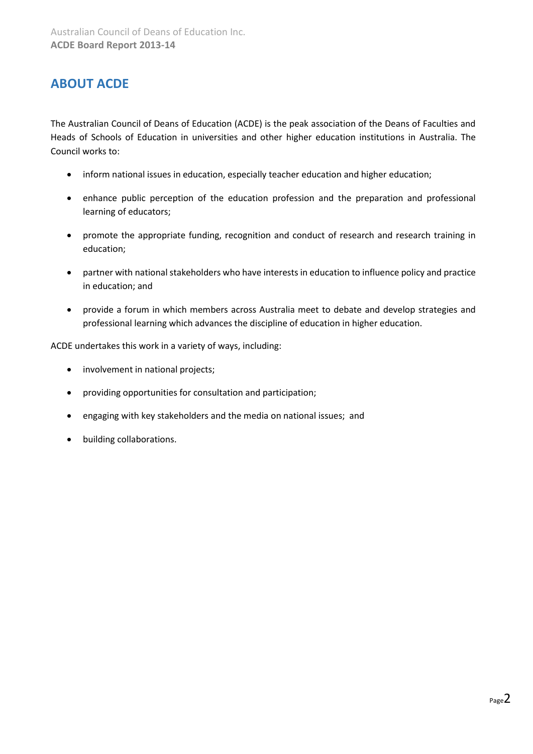## ABOUT ACDE

The Australian Council of Deans of Education (ACDE) is the peak association of the Deans of Faculties and Heads of Schools of Education in universities and other higher education institutions in Australia. The Council works to:

- inform national issues in education, especially teacher education and higher education;
- enhance public perception of the education profession and the preparation and professional learning of educators;
- promote the appropriate funding, recognition and conduct of research and research training in education;
- partner with national stakeholders who have interests in education to influence policy and practice in education; and
- provide a forum in which members across Australia meet to debate and develop strategies and professional learning which advances the discipline of education in higher education.

ACDE undertakes this work in a variety of ways, including:

- involvement in national projects;
- providing opportunities for consultation and participation;
- engaging with key stakeholders and the media on national issues; and
- building collaborations.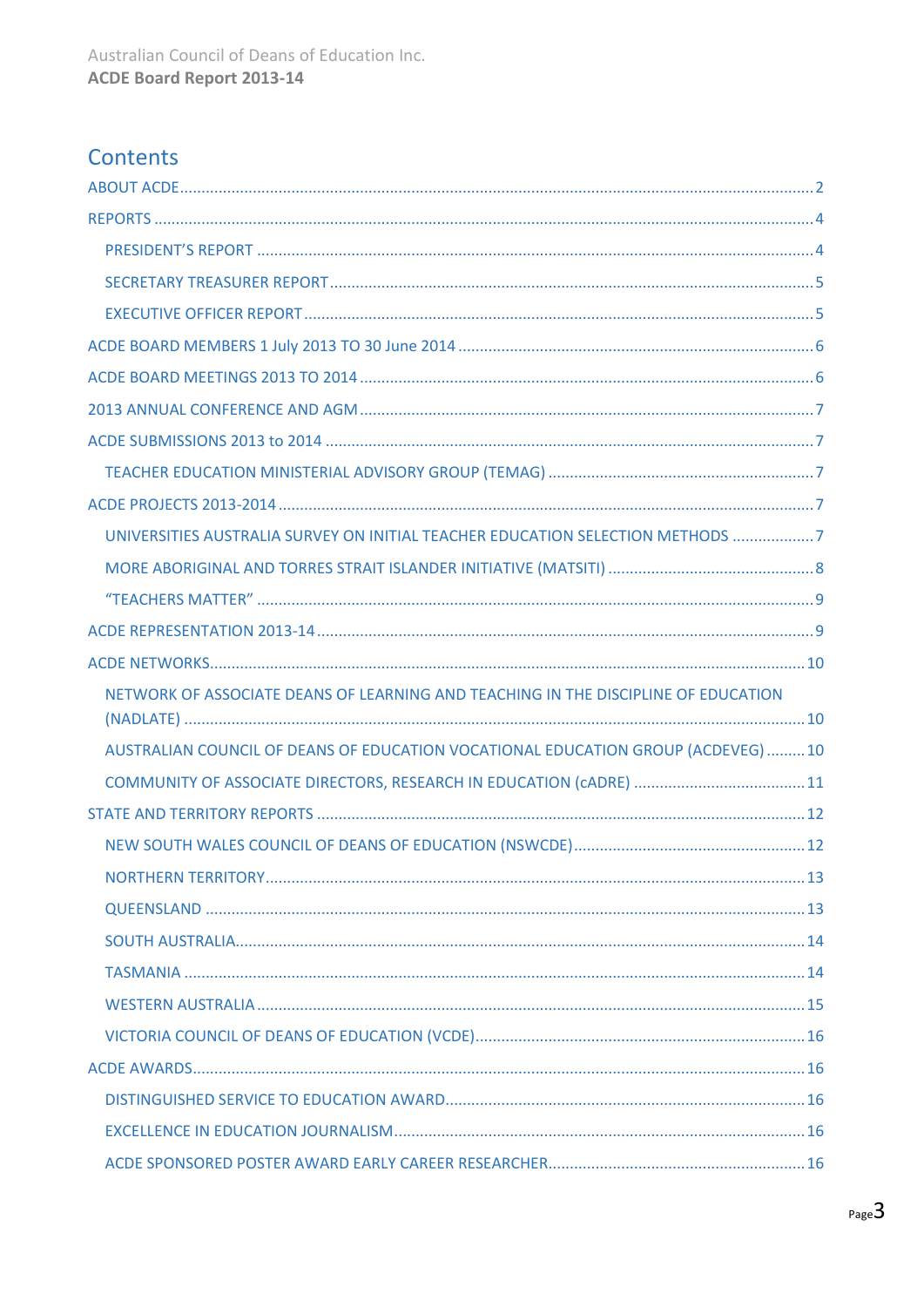# Contents

- ABOUT ACDE ..... 2
- REPORTS ..... 4
  - PRESIDENT'S REPORT ..... 4
  - SECRETARY TREASURER REPORT ..... 5
  - EXECUTIVE OFFICER REPORT ..... 5
- ACDE BOARD MEMBERS 1 July 2013 TO 30 June 2014 ..... 6
- ACDE BOARD MEETINGS 2013 TO 2014 ..... 6
- 2013 ANNUAL CONFERENCE AND AGM ..... 7
- ACDE SUBMISSIONS 2013 to 2014 ..... 7
  - TEACHER EDUCATION MINISTERIAL ADVISORY GROUP (TEMAG) ..... 7
- ACDE PROJECTS 2013-2014 ..... 7
  - UNIVERSITIES AUSTRALIA SURVEY ON INITIAL TEACHER EDUCATION SELECTION METHODS ..... 7
  - MORE ABORIGINAL AND TORRES STRAIT ISLANDER INITIATIVE (MATSITI) ..... 8
  - "TEACHERS MATTER" ..... 9
- ACDE REPRESENTATION 2013-14 ..... 9
- ACDE NETWORKS ..... 10
  - NETWORK OF ASSOCIATE DEANS OF LEARNING AND TEACHING IN THE DISCIPLINE OF EDUCATION (NADLATE) ..... 10
  - AUSTRALIAN COUNCIL OF DEANS OF EDUCATION VOCATIONAL EDUCATION GROUP (ACDEVEG) ..... 10
  - COMMUNITY OF ASSOCIATE DIRECTORS, RESEARCH IN EDUCATION (cADRE) ..... 11
- STATE AND TERRITORY REPORTS ..... 12
  - NEW SOUTH WALES COUNCIL OF DEANS OF EDUCATION (NSWCDE) ..... 12
  - NORTHERN TERRITORY ..... 13
  - QUEENSLAND ..... 13
  - SOUTH AUSTRALIA ..... 14
  - TASMANIA ..... 14
  - WESTERN AUSTRALIA ..... 15
  - VICTORIA COUNCIL OF DEANS OF EDUCATION (VCDE) ..... 16
- ACDE AWARDS ..... 16
  - DISTINGUISHED SERVICE TO EDUCATION AWARD ..... 16
  - EXCELLENCE IN EDUCATION JOURNALISM ..... 16
  - ACDE SPONSORED POSTER AWARD EARLY CAREER RESEARCHER ..... 16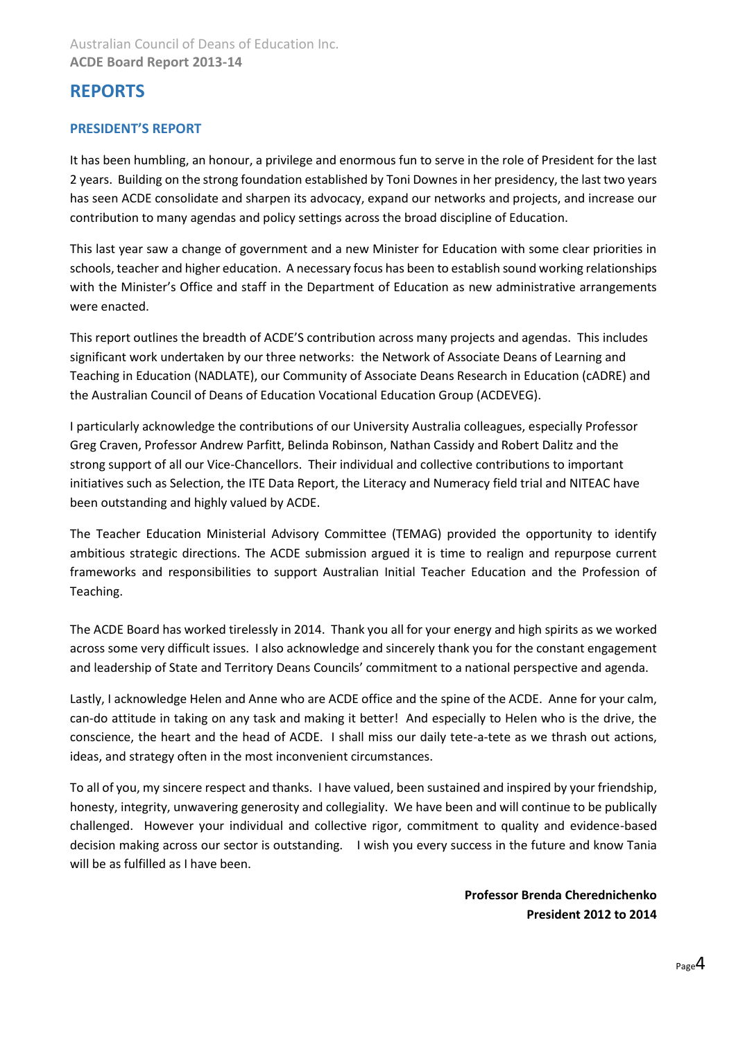# REPORTS

## PRESIDENT'S REPORT

It has been humbling, an honour, a privilege and enormous fun to serve in the role of President for the last 2 years. Building on the strong foundation established by Toni Downes in her presidency, the last two years has seen ACDE consolidate and sharpen its advocacy, expand our networks and projects, and increase our contribution to many agendas and policy settings across the broad discipline of Education.

This last year saw a change of government and a new Minister for Education with some clear priorities in schools, teacher and higher education. A necessary focus has been to establish sound working relationships with the Minister's Office and staff in the Department of Education as new administrative arrangements were enacted.

This report outlines the breadth of ACDE'S contribution across many projects and agendas. This includes significant work undertaken by our three networks: the Network of Associate Deans of Learning and Teaching in Education (NADLATE), our Community of Associate Deans Research in Education (cADRE) and the Australian Council of Deans of Education Vocational Education Group (ACDEVEG).

I particularly acknowledge the contributions of our University Australia colleagues, especially Professor Greg Craven, Professor Andrew Parfitt, Belinda Robinson, Nathan Cassidy and Robert Dalitz and the strong support of all our Vice-Chancellors. Their individual and collective contributions to important initiatives such as Selection, the ITE Data Report, the Literacy and Numeracy field trial and NITEAC have been outstanding and highly valued by ACDE.

The Teacher Education Ministerial Advisory Committee (TEMAG) provided the opportunity to identify ambitious strategic directions. The ACDE submission argued it is time to realign and repurpose current frameworks and responsibilities to support Australian Initial Teacher Education and the Profession of Teaching.

The ACDE Board has worked tirelessly in 2014. Thank you all for your energy and high spirits as we worked across some very difficult issues. I also acknowledge and sincerely thank you for the constant engagement and leadership of State and Territory Deans Councils' commitment to a national perspective and agenda.

Lastly, I acknowledge Helen and Anne who are ACDE office and the spine of the ACDE. Anne for your calm, can-do attitude in taking on any task and making it better! And especially to Helen who is the drive, the conscience, the heart and the head of ACDE. I shall miss our daily tete-a-tete as we thrash out actions, ideas, and strategy often in the most inconvenient circumstances.

To all of you, my sincere respect and thanks. I have valued, been sustained and inspired by your friendship, honesty, integrity, unwavering generosity and collegiality. We have been and will continue to be publically challenged. However your individual and collective rigor, commitment to quality and evidence-based decision making across our sector is outstanding. I wish you every success in the future and know Tania will be as fulfilled as I have been.

**Professor Brenda Cherednichenko**
**President 2012 to 2014**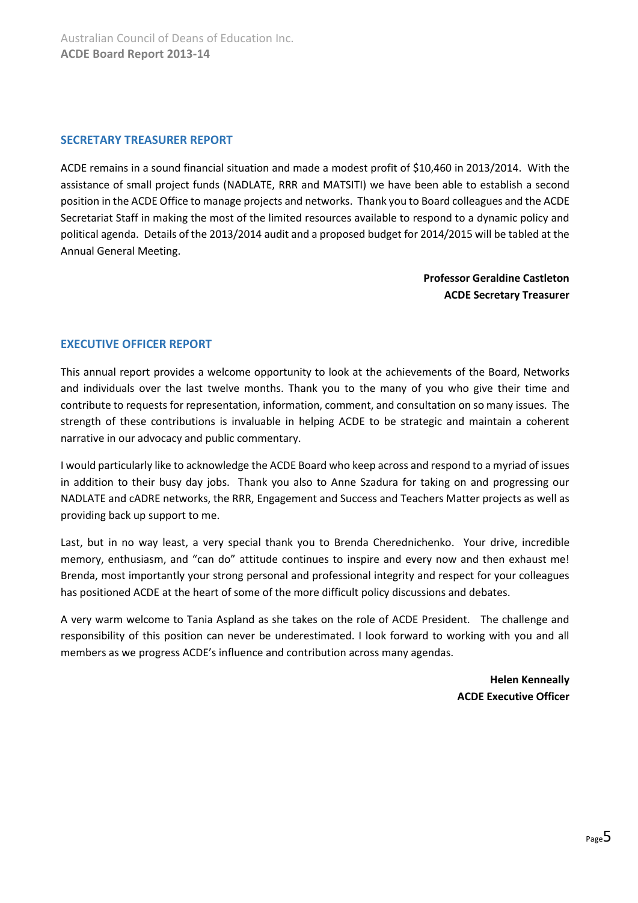## SECRETARY TREASURER REPORT

ACDE remains in a sound financial situation and made a modest profit of $10,460 in 2013/2014. With the assistance of small project funds (NADLATE, RRR and MATSITI) we have been able to establish a second position in the ACDE Office to manage projects and networks. Thank you to Board colleagues and the ACDE Secretariat Staff in making the most of the limited resources available to respond to a dynamic policy and political agenda. Details of the 2013/2014 audit and a proposed budget for 2014/2015 will be tabled at the Annual General Meeting.

**Professor Geraldine Castleton**
**ACDE Secretary Treasurer**

## EXECUTIVE OFFICER REPORT

This annual report provides a welcome opportunity to look at the achievements of the Board, Networks and individuals over the last twelve months. Thank you to the many of you who give their time and contribute to requests for representation, information, comment, and consultation on so many issues. The strength of these contributions is invaluable in helping ACDE to be strategic and maintain a coherent narrative in our advocacy and public commentary.

I would particularly like to acknowledge the ACDE Board who keep across and respond to a myriad of issues in addition to their busy day jobs. Thank you also to Anne Szadura for taking on and progressing our NADLATE and cADRE networks, the RRR, Engagement and Success and Teachers Matter projects as well as providing back up support to me.

Last, but in no way least, a very special thank you to Brenda Cherednichenko. Your drive, incredible memory, enthusiasm, and "can do" attitude continues to inspire and every now and then exhaust me! Brenda, most importantly your strong personal and professional integrity and respect for your colleagues has positioned ACDE at the heart of some of the more difficult policy discussions and debates.

A very warm welcome to Tania Aspland as she takes on the role of ACDE President. The challenge and responsibility of this position can never be underestimated. I look forward to working with you and all members as we progress ACDE's influence and contribution across many agendas.

**Helen Kenneally**
**ACDE Executive Officer**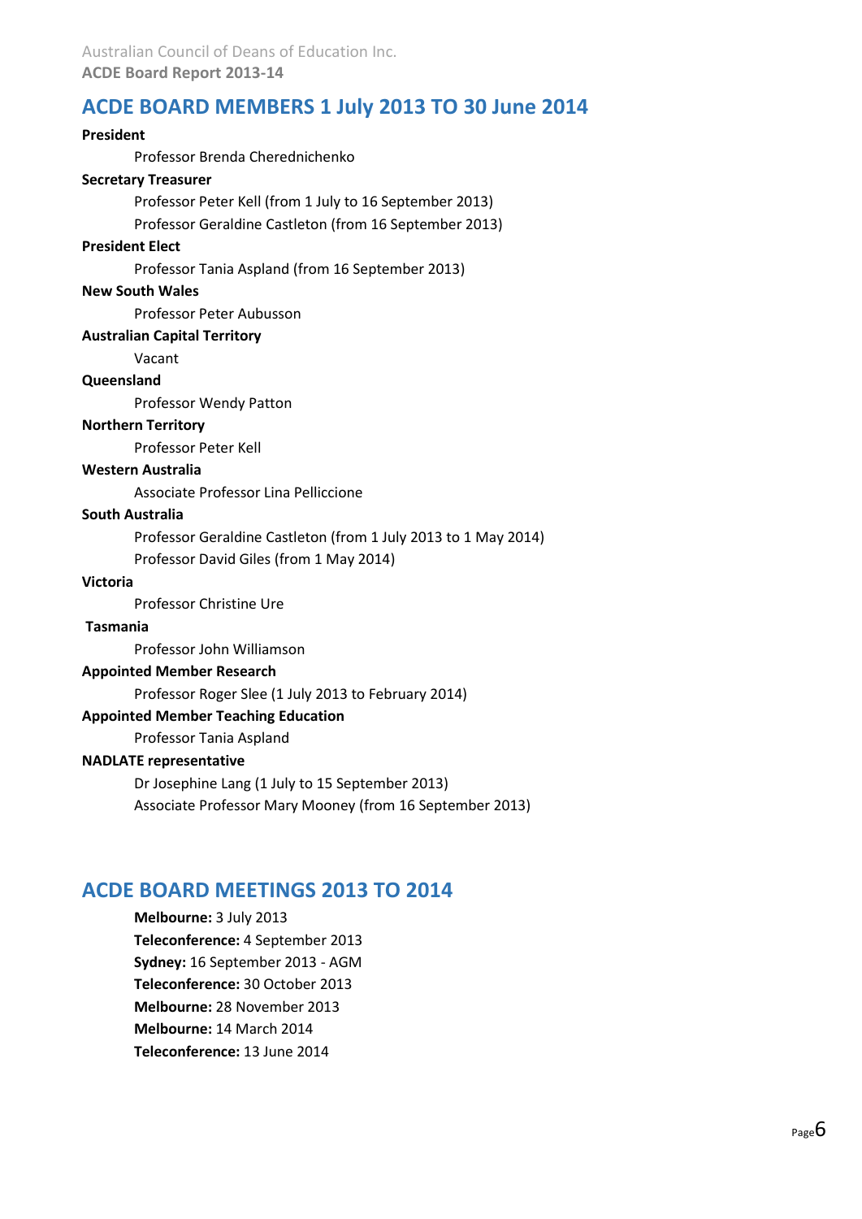## ACDE BOARD MEMBERS 1 July 2013 TO 30 June 2014

**President**

Professor Brenda Cherednichenko

**Secretary Treasurer**

Professor Peter Kell (from 1 July to 16 September 2013)
Professor Geraldine Castleton (from 16 September 2013)

**President Elect**

Professor Tania Aspland (from 16 September 2013)

**New South Wales**

Professor Peter Aubusson

**Australian Capital Territory**

Vacant

**Queensland**

Professor Wendy Patton

**Northern Territory**

Professor Peter Kell

**Western Australia**

Associate Professor Lina Pelliccione

**South Australia**

Professor Geraldine Castleton (from 1 July 2013 to 1 May 2014)
Professor David Giles (from 1 May 2014)

**Victoria**

Professor Christine Ure

**Tasmania**

Professor John Williamson

**Appointed Member Research**

Professor Roger Slee (1 July 2013 to February 2014)

**Appointed Member Teaching Education**

Professor Tania Aspland

**NADLATE representative**

Dr Josephine Lang (1 July to 15 September 2013)
Associate Professor Mary Mooney (from 16 September 2013)

## ACDE BOARD MEETINGS 2013 TO 2014

**Melbourne:** 3 July 2013
**Teleconference:** 4 September 2013
**Sydney:** 16 September 2013 - AGM
**Teleconference:** 30 October 2013
**Melbourne:** 28 November 2013
**Melbourne:** 14 March 2014
**Teleconference:** 13 June 2014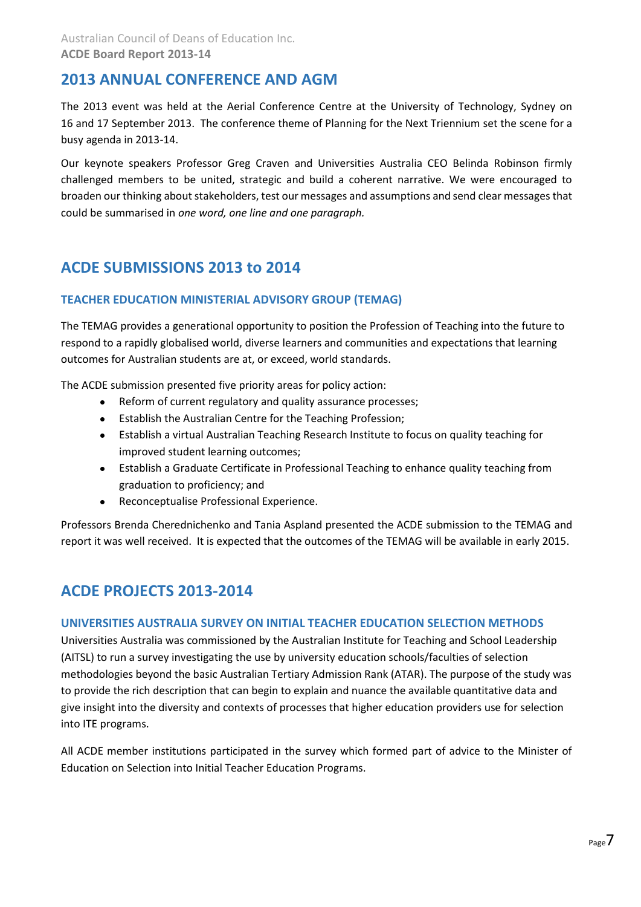## 2013 ANNUAL CONFERENCE AND AGM

The 2013 event was held at the Aerial Conference Centre at the University of Technology, Sydney on 16 and 17 September 2013. The conference theme of Planning for the Next Triennium set the scene for a busy agenda in 2013-14.

Our keynote speakers Professor Greg Craven and Universities Australia CEO Belinda Robinson firmly challenged members to be united, strategic and build a coherent narrative. We were encouraged to broaden our thinking about stakeholders, test our messages and assumptions and send clear messages that could be summarised in *one word, one line and one paragraph.*

## ACDE SUBMISSIONS 2013 to 2014

### TEACHER EDUCATION MINISTERIAL ADVISORY GROUP (TEMAG)

The TEMAG provides a generational opportunity to position the Profession of Teaching into the future to respond to a rapidly globalised world, diverse learners and communities and expectations that learning outcomes for Australian students are at, or exceed, world standards.

The ACDE submission presented five priority areas for policy action:

- Reform of current regulatory and quality assurance processes;
- Establish the Australian Centre for the Teaching Profession;
- Establish a virtual Australian Teaching Research Institute to focus on quality teaching for improved student learning outcomes;
- Establish a Graduate Certificate in Professional Teaching to enhance quality teaching from graduation to proficiency; and
- Reconceptualise Professional Experience.

Professors Brenda Cherednichenko and Tania Aspland presented the ACDE submission to the TEMAG and report it was well received. It is expected that the outcomes of the TEMAG will be available in early 2015.

## ACDE PROJECTS 2013-2014

### UNIVERSITIES AUSTRALIA SURVEY ON INITIAL TEACHER EDUCATION SELECTION METHODS

Universities Australia was commissioned by the Australian Institute for Teaching and School Leadership (AITSL) to run a survey investigating the use by university education schools/faculties of selection methodologies beyond the basic Australian Tertiary Admission Rank (ATAR). The purpose of the study was to provide the rich description that can begin to explain and nuance the available quantitative data and give insight into the diversity and contexts of processes that higher education providers use for selection into ITE programs.

All ACDE member institutions participated in the survey which formed part of advice to the Minister of Education on Selection into Initial Teacher Education Programs.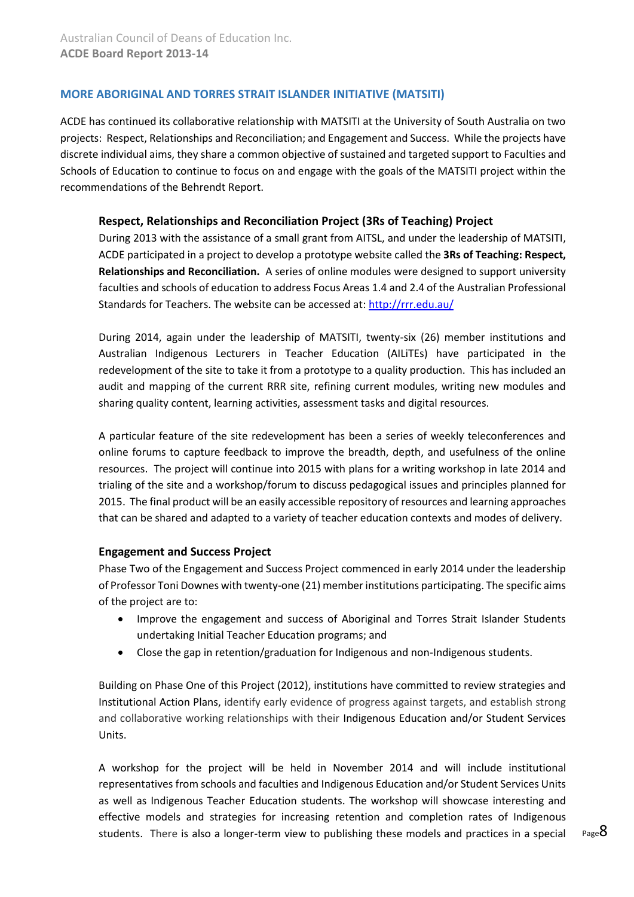## MORE ABORIGINAL AND TORRES STRAIT ISLANDER INITIATIVE (MATSITI)

ACDE has continued its collaborative relationship with MATSITI at the University of South Australia on two projects: Respect, Relationships and Reconciliation; and Engagement and Success. While the projects have discrete individual aims, they share a common objective of sustained and targeted support to Faculties and Schools of Education to continue to focus on and engage with the goals of the MATSITI project within the recommendations of the Behrendt Report.

### Respect, Relationships and Reconciliation Project (3Rs of Teaching) Project

During 2013 with the assistance of a small grant from AITSL, and under the leadership of MATSITI, ACDE participated in a project to develop a prototype website called the **3Rs of Teaching: Respect, Relationships and Reconciliation.** A series of online modules were designed to support university faculties and schools of education to address Focus Areas 1.4 and 2.4 of the Australian Professional Standards for Teachers. The website can be accessed at: http://rrr.edu.au/

During 2014, again under the leadership of MATSITI, twenty-six (26) member institutions and Australian Indigenous Lecturers in Teacher Education (AILiTEs) have participated in the redevelopment of the site to take it from a prototype to a quality production. This has included an audit and mapping of the current RRR site, refining current modules, writing new modules and sharing quality content, learning activities, assessment tasks and digital resources.

A particular feature of the site redevelopment has been a series of weekly teleconferences and online forums to capture feedback to improve the breadth, depth, and usefulness of the online resources. The project will continue into 2015 with plans for a writing workshop in late 2014 and trialing of the site and a workshop/forum to discuss pedagogical issues and principles planned for 2015. The final product will be an easily accessible repository of resources and learning approaches that can be shared and adapted to a variety of teacher education contexts and modes of delivery.

### Engagement and Success Project

Phase Two of the Engagement and Success Project commenced in early 2014 under the leadership of Professor Toni Downes with twenty-one (21) member institutions participating. The specific aims of the project are to:

- Improve the engagement and success of Aboriginal and Torres Strait Islander Students undertaking Initial Teacher Education programs; and
- Close the gap in retention/graduation for Indigenous and non-Indigenous students.

Building on Phase One of this Project (2012), institutions have committed to review strategies and Institutional Action Plans, identify early evidence of progress against targets, and establish strong and collaborative working relationships with their Indigenous Education and/or Student Services Units.

A workshop for the project will be held in November 2014 and will include institutional representatives from schools and faculties and Indigenous Education and/or Student Services Units as well as Indigenous Teacher Education students. The workshop will showcase interesting and effective models and strategies for increasing retention and completion rates of Indigenous students. There is also a longer-term view to publishing these models and practices in a special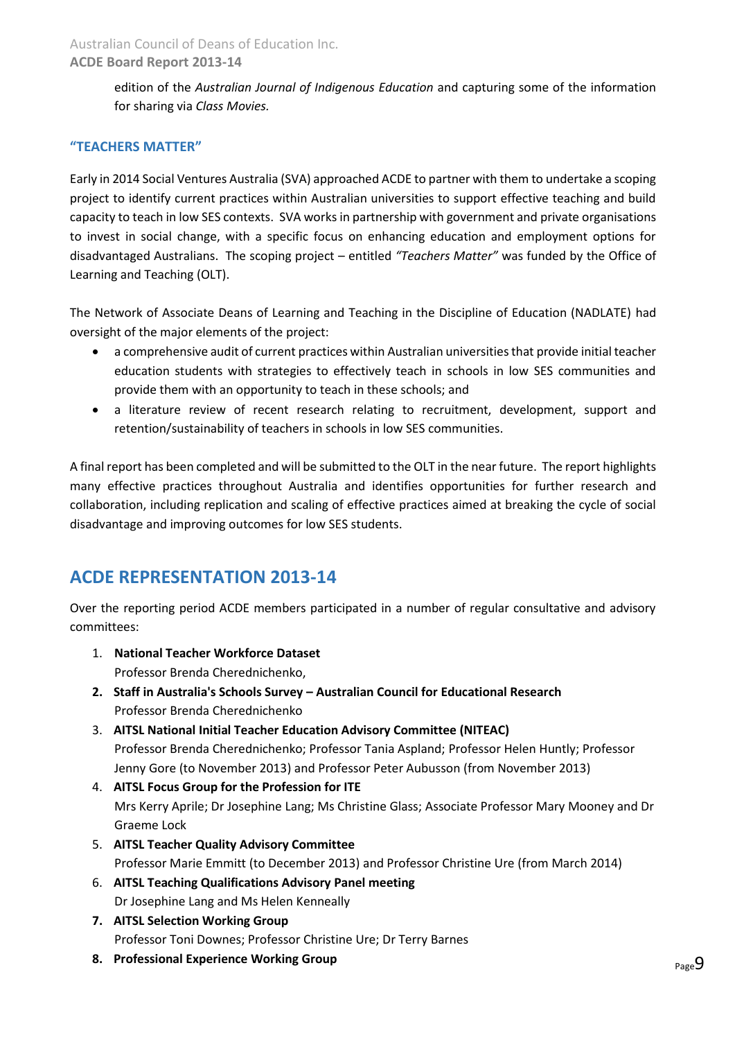edition of the *Australian Journal of Indigenous Education* and capturing some of the information for sharing via *Class Movies.*

### "TEACHERS MATTER"

Early in 2014 Social Ventures Australia (SVA) approached ACDE to partner with them to undertake a scoping project to identify current practices within Australian universities to support effective teaching and build capacity to teach in low SES contexts. SVA works in partnership with government and private organisations to invest in social change, with a specific focus on enhancing education and employment options for disadvantaged Australians. The scoping project – entitled *"Teachers Matter"* was funded by the Office of Learning and Teaching (OLT).

The Network of Associate Deans of Learning and Teaching in the Discipline of Education (NADLATE) had oversight of the major elements of the project:

- a comprehensive audit of current practices within Australian universities that provide initial teacher education students with strategies to effectively teach in schools in low SES communities and provide them with an opportunity to teach in these schools; and
- a literature review of recent research relating to recruitment, development, support and retention/sustainability of teachers in schools in low SES communities.

A final report has been completed and will be submitted to the OLT in the near future. The report highlights many effective practices throughout Australia and identifies opportunities for further research and collaboration, including replication and scaling of effective practices aimed at breaking the cycle of social disadvantage and improving outcomes for low SES students.

## ACDE REPRESENTATION 2013-14

Over the reporting period ACDE members participated in a number of regular consultative and advisory committees:

1. **National Teacher Workforce Dataset**
   Professor Brenda Cherednichenko,
2. **Staff in Australia's Schools Survey – Australian Council for Educational Research**
   Professor Brenda Cherednichenko
3. **AITSL National Initial Teacher Education Advisory Committee (NITEAC)**
   Professor Brenda Cherednichenko; Professor Tania Aspland; Professor Helen Huntly; Professor Jenny Gore (to November 2013) and Professor Peter Aubusson (from November 2013)
4. **AITSL Focus Group for the Profession for ITE**
   Mrs Kerry Aprile; Dr Josephine Lang; Ms Christine Glass; Associate Professor Mary Mooney and Dr Graeme Lock
5. **AITSL Teacher Quality Advisory Committee**
   Professor Marie Emmitt (to December 2013) and Professor Christine Ure (from March 2014)
6. **AITSL Teaching Qualifications Advisory Panel meeting**
   Dr Josephine Lang and Ms Helen Kenneally
7. **AITSL Selection Working Group**
   Professor Toni Downes; Professor Christine Ure; Dr Terry Barnes
8. **Professional Experience Working Group**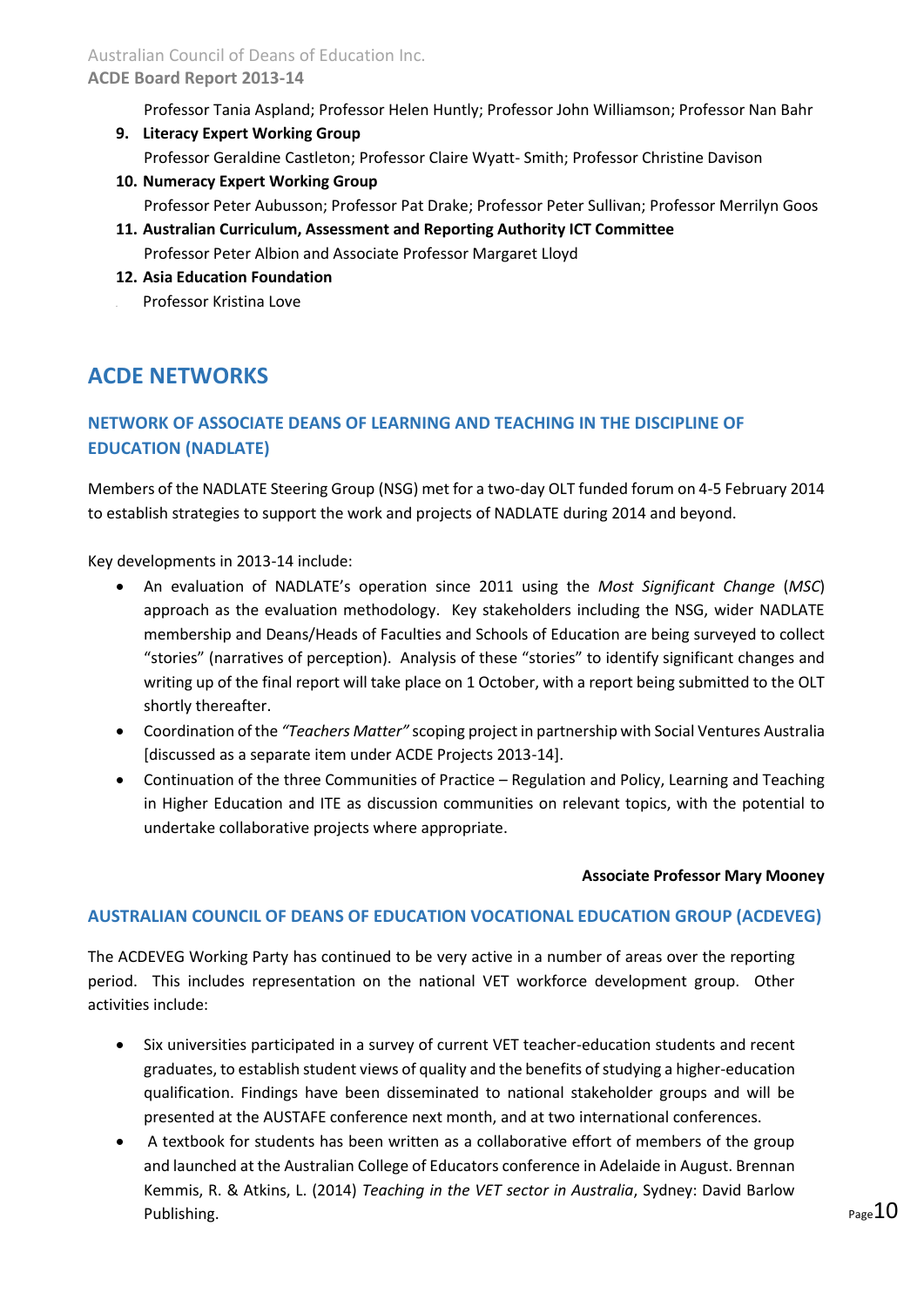Professor Tania Aspland; Professor Helen Huntly; Professor John Williamson; Professor Nan Bahr

9. **Literacy Expert Working Group**
   Professor Geraldine Castleton; Professor Claire Wyatt- Smith; Professor Christine Davison
10. **Numeracy Expert Working Group**
    Professor Peter Aubusson; Professor Pat Drake; Professor Peter Sullivan; Professor Merrilyn Goos
11. **Australian Curriculum, Assessment and Reporting Authority ICT Committee**
    Professor Peter Albion and Associate Professor Margaret Lloyd
12. **Asia Education Foundation**
    Professor Kristina Love

## ACDE NETWORKS

### NETWORK OF ASSOCIATE DEANS OF LEARNING AND TEACHING IN THE DISCIPLINE OF EDUCATION (NADLATE)

Members of the NADLATE Steering Group (NSG) met for a two-day OLT funded forum on 4-5 February 2014 to establish strategies to support the work and projects of NADLATE during 2014 and beyond.

Key developments in 2013-14 include:

- An evaluation of NADLATE's operation since 2011 using the *Most Significant Change* (*MSC*) approach as the evaluation methodology. Key stakeholders including the NSG, wider NADLATE membership and Deans/Heads of Faculties and Schools of Education are being surveyed to collect "stories" (narratives of perception). Analysis of these "stories" to identify significant changes and writing up of the final report will take place on 1 October, with a report being submitted to the OLT shortly thereafter.
- Coordination of the *"Teachers Matter"* scoping project in partnership with Social Ventures Australia [discussed as a separate item under ACDE Projects 2013-14].
- Continuation of the three Communities of Practice – Regulation and Policy, Learning and Teaching in Higher Education and ITE as discussion communities on relevant topics, with the potential to undertake collaborative projects where appropriate.

**Associate Professor Mary Mooney**

### AUSTRALIAN COUNCIL OF DEANS OF EDUCATION VOCATIONAL EDUCATION GROUP (ACDEVEG)

The ACDEVEG Working Party has continued to be very active in a number of areas over the reporting period. This includes representation on the national VET workforce development group. Other activities include:

- Six universities participated in a survey of current VET teacher-education students and recent graduates, to establish student views of quality and the benefits of studying a higher-education qualification. Findings have been disseminated to national stakeholder groups and will be presented at the AUSTAFE conference next month, and at two international conferences.
- A textbook for students has been written as a collaborative effort of members of the group and launched at the Australian College of Educators conference in Adelaide in August. Brennan Kemmis, R. & Atkins, L. (2014) *Teaching in the VET sector in Australia*, Sydney: David Barlow Publishing.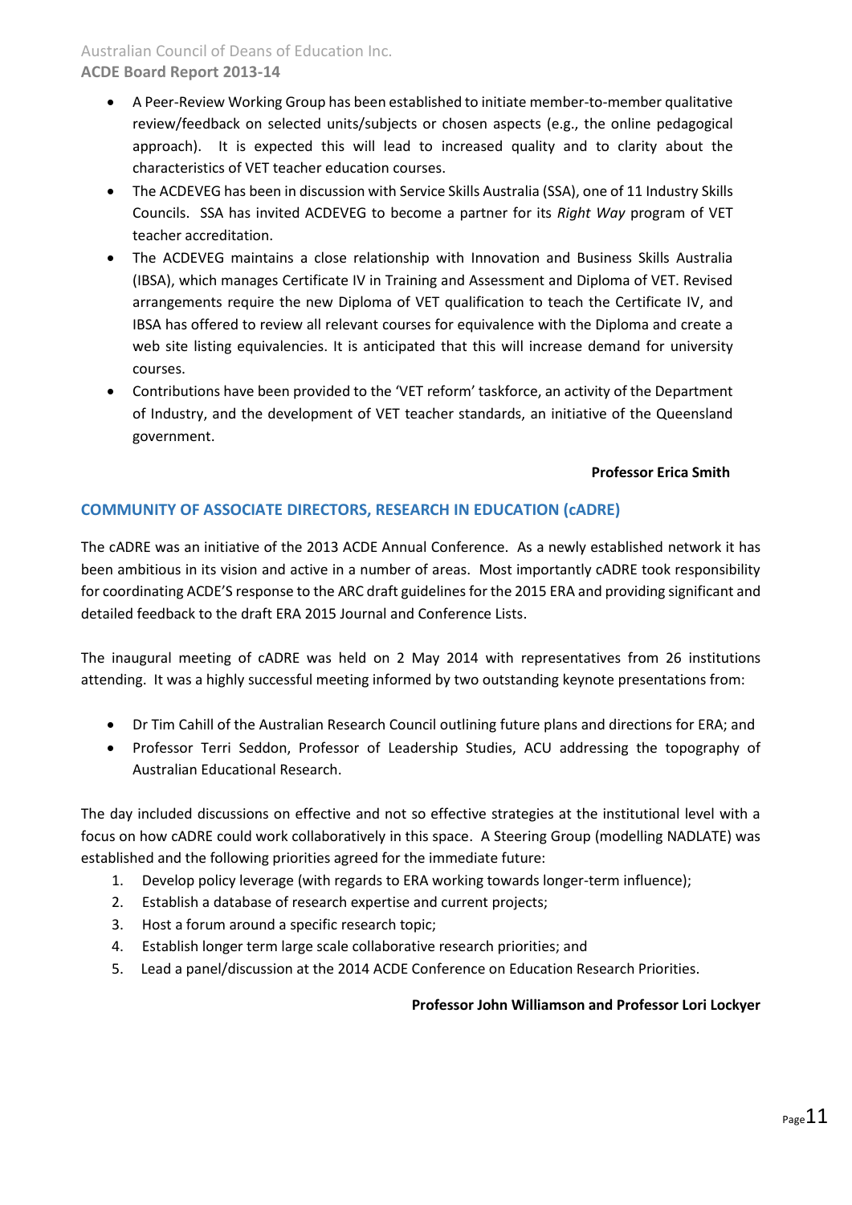- A Peer-Review Working Group has been established to initiate member-to-member qualitative review/feedback on selected units/subjects or chosen aspects (e.g., the online pedagogical approach). It is expected this will lead to increased quality and to clarity about the characteristics of VET teacher education courses.
- The ACDEVEG has been in discussion with Service Skills Australia (SSA), one of 11 Industry Skills Councils. SSA has invited ACDEVEG to become a partner for its *Right Way* program of VET teacher accreditation.
- The ACDEVEG maintains a close relationship with Innovation and Business Skills Australia (IBSA), which manages Certificate IV in Training and Assessment and Diploma of VET. Revised arrangements require the new Diploma of VET qualification to teach the Certificate IV, and IBSA has offered to review all relevant courses for equivalence with the Diploma and create a web site listing equivalencies. It is anticipated that this will increase demand for university courses.
- Contributions have been provided to the 'VET reform' taskforce, an activity of the Department of Industry, and the development of VET teacher standards, an initiative of the Queensland government.

**Professor Erica Smith**

## COMMUNITY OF ASSOCIATE DIRECTORS, RESEARCH IN EDUCATION (cADRE)

The cADRE was an initiative of the 2013 ACDE Annual Conference. As a newly established network it has been ambitious in its vision and active in a number of areas. Most importantly cADRE took responsibility for coordinating ACDE'S response to the ARC draft guidelines for the 2015 ERA and providing significant and detailed feedback to the draft ERA 2015 Journal and Conference Lists.

The inaugural meeting of cADRE was held on 2 May 2014 with representatives from 26 institutions attending. It was a highly successful meeting informed by two outstanding keynote presentations from:

- Dr Tim Cahill of the Australian Research Council outlining future plans and directions for ERA; and
- Professor Terri Seddon, Professor of Leadership Studies, ACU addressing the topography of Australian Educational Research.

The day included discussions on effective and not so effective strategies at the institutional level with a focus on how cADRE could work collaboratively in this space. A Steering Group (modelling NADLATE) was established and the following priorities agreed for the immediate future:

1. Develop policy leverage (with regards to ERA working towards longer-term influence);
2. Establish a database of research expertise and current projects;
3. Host a forum around a specific research topic;
4. Establish longer term large scale collaborative research priorities; and
5. Lead a panel/discussion at the 2014 ACDE Conference on Education Research Priorities.

**Professor John Williamson and Professor Lori Lockyer**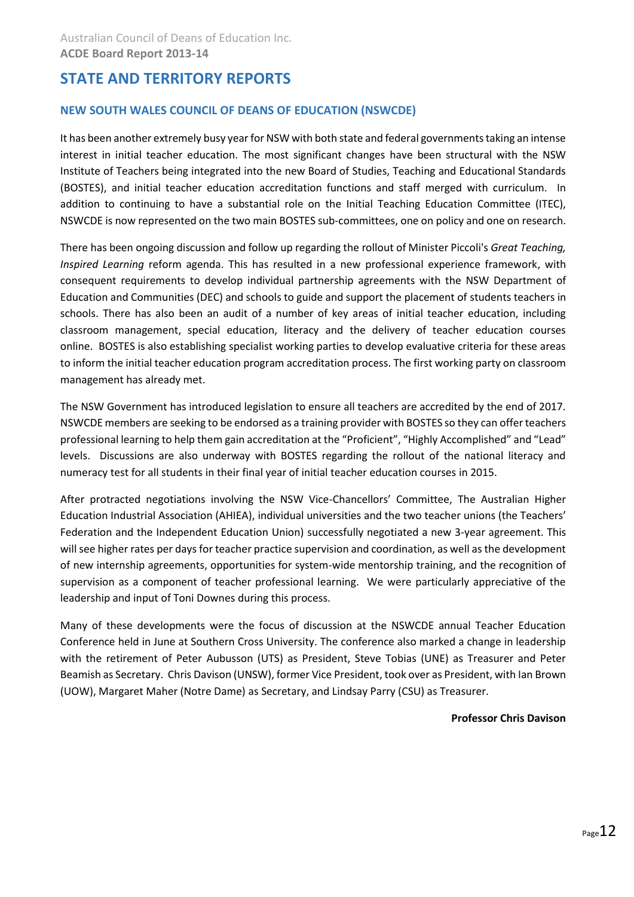# STATE AND TERRITORY REPORTS

## NEW SOUTH WALES COUNCIL OF DEANS OF EDUCATION (NSWCDE)

It has been another extremely busy year for NSW with both state and federal governments taking an intense interest in initial teacher education. The most significant changes have been structural with the NSW Institute of Teachers being integrated into the new Board of Studies, Teaching and Educational Standards (BOSTES), and initial teacher education accreditation functions and staff merged with curriculum. In addition to continuing to have a substantial role on the Initial Teaching Education Committee (ITEC), NSWCDE is now represented on the two main BOSTES sub-committees, one on policy and one on research.

There has been ongoing discussion and follow up regarding the rollout of Minister Piccoli's *Great Teaching, Inspired Learning* reform agenda. This has resulted in a new professional experience framework, with consequent requirements to develop individual partnership agreements with the NSW Department of Education and Communities (DEC) and schools to guide and support the placement of students teachers in schools. There has also been an audit of a number of key areas of initial teacher education, including classroom management, special education, literacy and the delivery of teacher education courses online. BOSTES is also establishing specialist working parties to develop evaluative criteria for these areas to inform the initial teacher education program accreditation process. The first working party on classroom management has already met.

The NSW Government has introduced legislation to ensure all teachers are accredited by the end of 2017. NSWCDE members are seeking to be endorsed as a training provider with BOSTES so they can offer teachers professional learning to help them gain accreditation at the "Proficient", "Highly Accomplished" and "Lead" levels. Discussions are also underway with BOSTES regarding the rollout of the national literacy and numeracy test for all students in their final year of initial teacher education courses in 2015.

After protracted negotiations involving the NSW Vice-Chancellors' Committee, The Australian Higher Education Industrial Association (AHIEA), individual universities and the two teacher unions (the Teachers' Federation and the Independent Education Union) successfully negotiated a new 3-year agreement. This will see higher rates per days for teacher practice supervision and coordination, as well as the development of new internship agreements, opportunities for system-wide mentorship training, and the recognition of supervision as a component of teacher professional learning. We were particularly appreciative of the leadership and input of Toni Downes during this process.

Many of these developments were the focus of discussion at the NSWCDE annual Teacher Education Conference held in June at Southern Cross University. The conference also marked a change in leadership with the retirement of Peter Aubusson (UTS) as President, Steve Tobias (UNE) as Treasurer and Peter Beamish as Secretary. Chris Davison (UNSW), former Vice President, took over as President, with Ian Brown (UOW), Margaret Maher (Notre Dame) as Secretary, and Lindsay Parry (CSU) as Treasurer.

**Professor Chris Davison**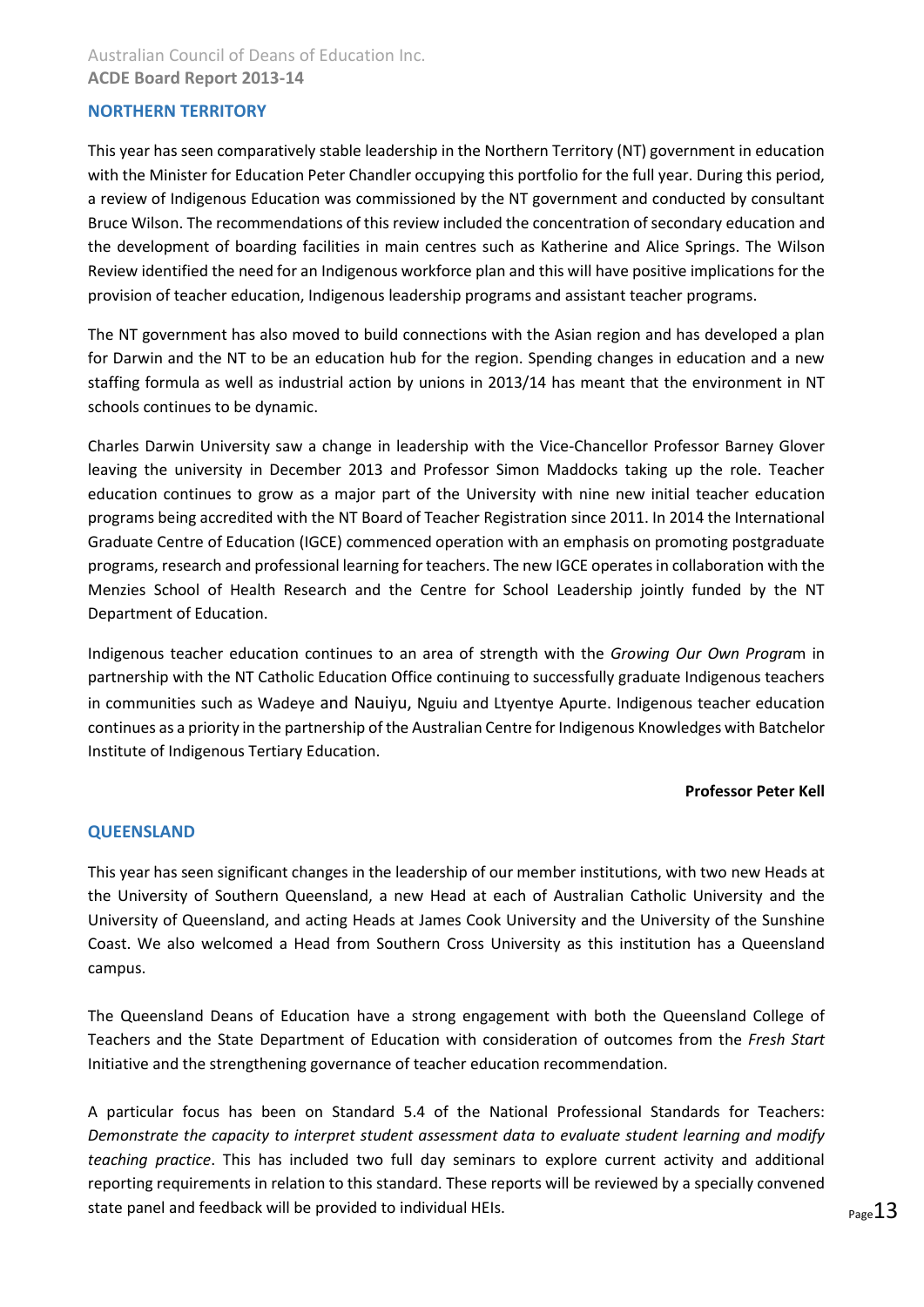## NORTHERN TERRITORY

This year has seen comparatively stable leadership in the Northern Territory (NT) government in education with the Minister for Education Peter Chandler occupying this portfolio for the full year. During this period, a review of Indigenous Education was commissioned by the NT government and conducted by consultant Bruce Wilson. The recommendations of this review included the concentration of secondary education and the development of boarding facilities in main centres such as Katherine and Alice Springs. The Wilson Review identified the need for an Indigenous workforce plan and this will have positive implications for the provision of teacher education, Indigenous leadership programs and assistant teacher programs.

The NT government has also moved to build connections with the Asian region and has developed a plan for Darwin and the NT to be an education hub for the region. Spending changes in education and a new staffing formula as well as industrial action by unions in 2013/14 has meant that the environment in NT schools continues to be dynamic.

Charles Darwin University saw a change in leadership with the Vice-Chancellor Professor Barney Glover leaving the university in December 2013 and Professor Simon Maddocks taking up the role. Teacher education continues to grow as a major part of the University with nine new initial teacher education programs being accredited with the NT Board of Teacher Registration since 2011. In 2014 the International Graduate Centre of Education (IGCE) commenced operation with an emphasis on promoting postgraduate programs, research and professional learning for teachers. The new IGCE operates in collaboration with the Menzies School of Health Research and the Centre for School Leadership jointly funded by the NT Department of Education.

Indigenous teacher education continues to an area of strength with the *Growing Our Own Program* in partnership with the NT Catholic Education Office continuing to successfully graduate Indigenous teachers in communities such as Wadeye and Nauiyu, Nguiu and Ltyentye Apurte. Indigenous teacher education continues as a priority in the partnership of the Australian Centre for Indigenous Knowledges with Batchelor Institute of Indigenous Tertiary Education.

**Professor Peter Kell**

## QUEENSLAND

This year has seen significant changes in the leadership of our member institutions, with two new Heads at the University of Southern Queensland, a new Head at each of Australian Catholic University and the University of Queensland, and acting Heads at James Cook University and the University of the Sunshine Coast. We also welcomed a Head from Southern Cross University as this institution has a Queensland campus.

The Queensland Deans of Education have a strong engagement with both the Queensland College of Teachers and the State Department of Education with consideration of outcomes from the *Fresh Start* Initiative and the strengthening governance of teacher education recommendation.

A particular focus has been on Standard 5.4 of the National Professional Standards for Teachers: *Demonstrate the capacity to interpret student assessment data to evaluate student learning and modify teaching practice*. This has included two full day seminars to explore current activity and additional reporting requirements in relation to this standard. These reports will be reviewed by a specially convened state panel and feedback will be provided to individual HEIs.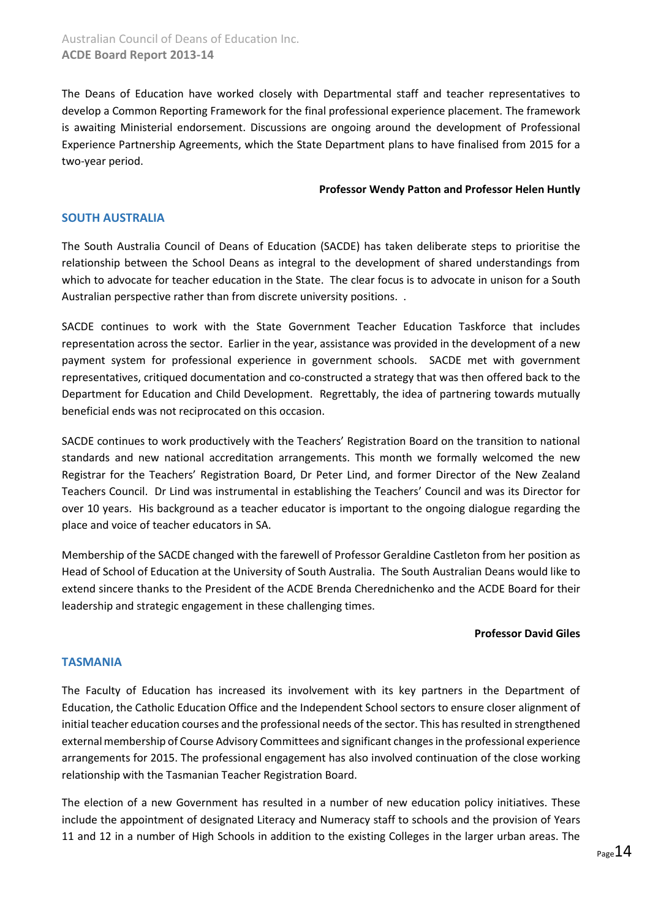The Deans of Education have worked closely with Departmental staff and teacher representatives to develop a Common Reporting Framework for the final professional experience placement. The framework is awaiting Ministerial endorsement. Discussions are ongoing around the development of Professional Experience Partnership Agreements, which the State Department plans to have finalised from 2015 for a two-year period.

**Professor Wendy Patton and Professor Helen Huntly**

## SOUTH AUSTRALIA

The South Australia Council of Deans of Education (SACDE) has taken deliberate steps to prioritise the relationship between the School Deans as integral to the development of shared understandings from which to advocate for teacher education in the State. The clear focus is to advocate in unison for a South Australian perspective rather than from discrete university positions. .

SACDE continues to work with the State Government Teacher Education Taskforce that includes representation across the sector. Earlier in the year, assistance was provided in the development of a new payment system for professional experience in government schools. SACDE met with government representatives, critiqued documentation and co-constructed a strategy that was then offered back to the Department for Education and Child Development. Regrettably, the idea of partnering towards mutually beneficial ends was not reciprocated on this occasion.

SACDE continues to work productively with the Teachers' Registration Board on the transition to national standards and new national accreditation arrangements. This month we formally welcomed the new Registrar for the Teachers' Registration Board, Dr Peter Lind, and former Director of the New Zealand Teachers Council. Dr Lind was instrumental in establishing the Teachers' Council and was its Director for over 10 years. His background as a teacher educator is important to the ongoing dialogue regarding the place and voice of teacher educators in SA.

Membership of the SACDE changed with the farewell of Professor Geraldine Castleton from her position as Head of School of Education at the University of South Australia. The South Australian Deans would like to extend sincere thanks to the President of the ACDE Brenda Cherednichenko and the ACDE Board for their leadership and strategic engagement in these challenging times.

**Professor David Giles**

## TASMANIA

The Faculty of Education has increased its involvement with its key partners in the Department of Education, the Catholic Education Office and the Independent School sectors to ensure closer alignment of initial teacher education courses and the professional needs of the sector. This has resulted in strengthened external membership of Course Advisory Committees and significant changes in the professional experience arrangements for 2015. The professional engagement has also involved continuation of the close working relationship with the Tasmanian Teacher Registration Board.

The election of a new Government has resulted in a number of new education policy initiatives. These include the appointment of designated Literacy and Numeracy staff to schools and the provision of Years 11 and 12 in a number of High Schools in addition to the existing Colleges in the larger urban areas. The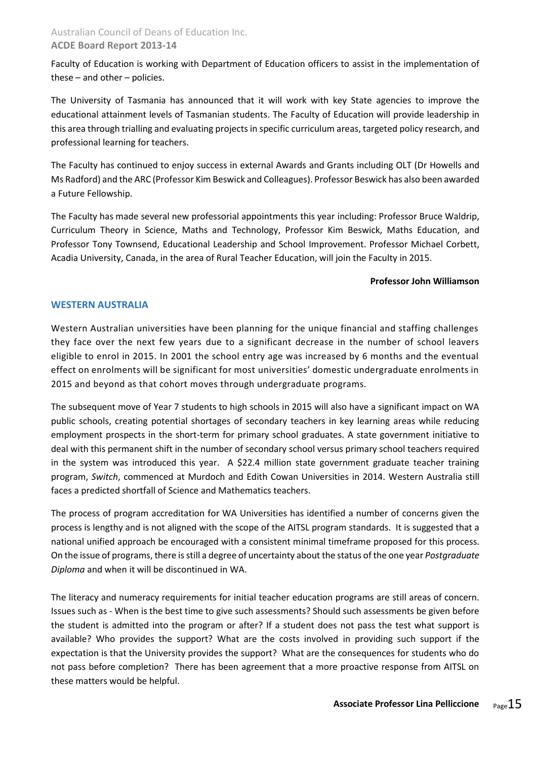Faculty of Education is working with Department of Education officers to assist in the implementation of these – and other – policies.

The University of Tasmania has announced that it will work with key State agencies to improve the educational attainment levels of Tasmanian students. The Faculty of Education will provide leadership in this area through trialling and evaluating projects in specific curriculum areas, targeted policy research, and professional learning for teachers.

The Faculty has continued to enjoy success in external Awards and Grants including OLT (Dr Howells and Ms Radford) and the ARC (Professor Kim Beswick and Colleagues). Professor Beswick has also been awarded a Future Fellowship.

The Faculty has made several new professorial appointments this year including: Professor Bruce Waldrip, Curriculum Theory in Science, Maths and Technology, Professor Kim Beswick, Maths Education, and Professor Tony Townsend, Educational Leadership and School Improvement. Professor Michael Corbett, Acadia University, Canada, in the area of Rural Teacher Education, will join the Faculty in 2015.

**Professor John Williamson**

## WESTERN AUSTRALIA

Western Australian universities have been planning for the unique financial and staffing challenges they face over the next few years due to a significant decrease in the number of school leavers eligible to enrol in 2015. In 2001 the school entry age was increased by 6 months and the eventual effect on enrolments will be significant for most universities' domestic undergraduate enrolments in 2015 and beyond as that cohort moves through undergraduate programs.

The subsequent move of Year 7 students to high schools in 2015 will also have a significant impact on WA public schools, creating potential shortages of secondary teachers in key learning areas while reducing employment prospects in the short-term for primary school graduates. A state government initiative to deal with this permanent shift in the number of secondary school versus primary school teachers required in the system was introduced this year. A $22.4 million state government graduate teacher training program, *Switch*, commenced at Murdoch and Edith Cowan Universities in 2014. Western Australia still faces a predicted shortfall of Science and Mathematics teachers.

The process of program accreditation for WA Universities has identified a number of concerns given the process is lengthy and is not aligned with the scope of the AITSL program standards. It is suggested that a national unified approach be encouraged with a consistent minimal timeframe proposed for this process. On the issue of programs, there is still a degree of uncertainty about the status of the one year *Postgraduate Diploma* and when it will be discontinued in WA.

The literacy and numeracy requirements for initial teacher education programs are still areas of concern. Issues such as - When is the best time to give such assessments? Should such assessments be given before the student is admitted into the program or after? If a student does not pass the test what support is available? Who provides the support? What are the costs involved in providing such support if the expectation is that the University provides the support? What are the consequences for students who do not pass before completion? There has been agreement that a more proactive response from AITSL on these matters would be helpful.

**Associate Professor Lina Pelliccione**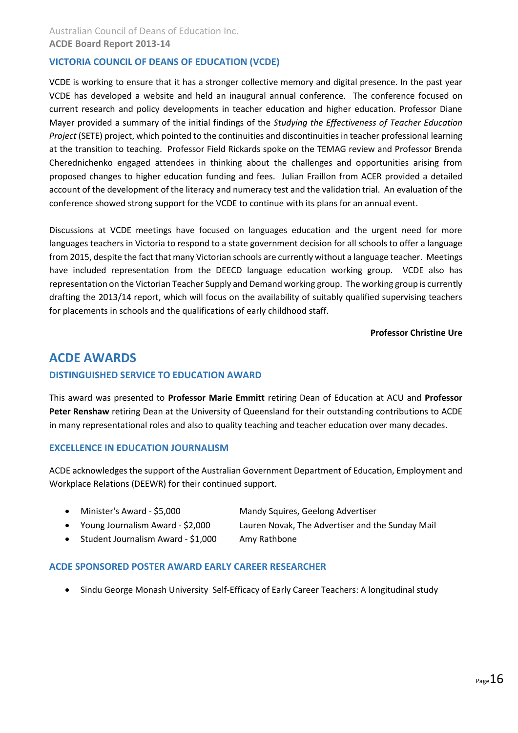### VICTORIA COUNCIL OF DEANS OF EDUCATION (VCDE)

VCDE is working to ensure that it has a stronger collective memory and digital presence. In the past year VCDE has developed a website and held an inaugural annual conference. The conference focused on current research and policy developments in teacher education and higher education. Professor Diane Mayer provided a summary of the initial findings of the *Studying the Effectiveness of Teacher Education Project* (SETE) project, which pointed to the continuities and discontinuities in teacher professional learning at the transition to teaching. Professor Field Rickards spoke on the TEMAG review and Professor Brenda Cherednichenko engaged attendees in thinking about the challenges and opportunities arising from proposed changes to higher education funding and fees. Julian Fraillon from ACER provided a detailed account of the development of the literacy and numeracy test and the validation trial. An evaluation of the conference showed strong support for the VCDE to continue with its plans for an annual event.

Discussions at VCDE meetings have focused on languages education and the urgent need for more languages teachers in Victoria to respond to a state government decision for all schools to offer a language from 2015, despite the fact that many Victorian schools are currently without a language teacher. Meetings have included representation from the DEECD language education working group. VCDE also has representation on the Victorian Teacher Supply and Demand working group. The working group is currently drafting the 2013/14 report, which will focus on the availability of suitably qualified supervising teachers for placements in schools and the qualifications of early childhood staff.

**Professor Christine Ure**

## ACDE AWARDS

### DISTINGUISHED SERVICE TO EDUCATION AWARD

This award was presented to **Professor Marie Emmitt** retiring Dean of Education at ACU and **Professor Peter Renshaw** retiring Dean at the University of Queensland for their outstanding contributions to ACDE in many representational roles and also to quality teaching and teacher education over many decades.

### EXCELLENCE IN EDUCATION JOURNALISM

ACDE acknowledges the support of the Australian Government Department of Education, Employment and Workplace Relations (DEEWR) for their continued support.

- Minister's Award - $5,000 — Mandy Squires, Geelong Advertiser
- Young Journalism Award - $2,000 — Lauren Novak, The Advertiser and the Sunday Mail
- Student Journalism Award - $1,000 — Amy Rathbone

### ACDE SPONSORED POSTER AWARD EARLY CAREER RESEARCHER

- Sindu George Monash University Self-Efficacy of Early Career Teachers: A longitudinal study